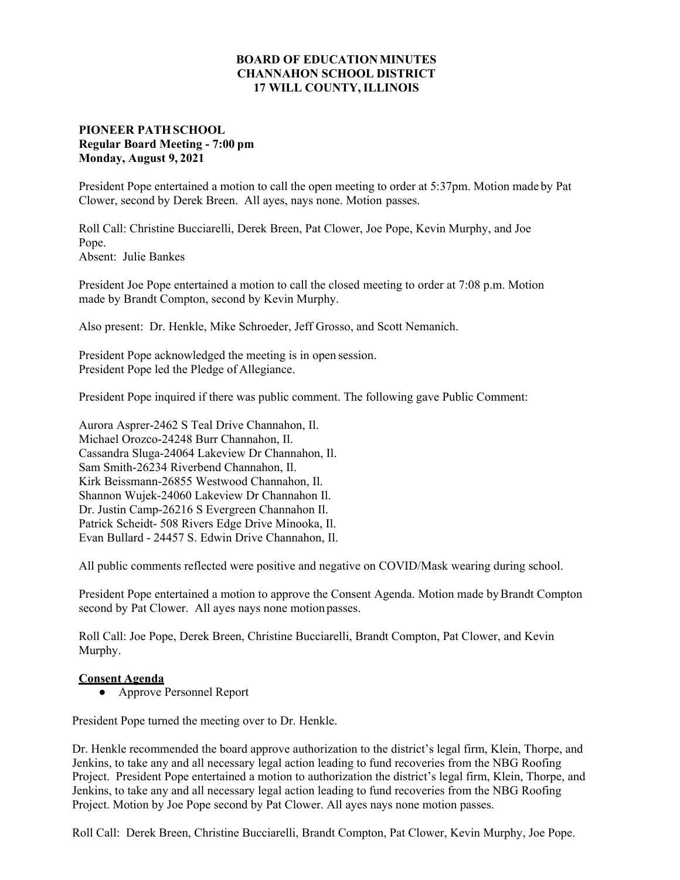**BOARD OF EDUCATION MINUTES**
**CHANNAHON SCHOOL DISTRICT**
**17 WILL COUNTY, ILLINOIS**

**PIONEER PATH SCHOOL**
**Regular Board Meeting - 7:00 pm**
**Monday, August 9, 2021**

President Pope entertained a motion to call the open meeting to order at 5:37pm. Motion made by Pat Clower, second by Derek Breen. All ayes, nays none. Motion passes.

Roll Call: Christine Bucciarelli, Derek Breen, Pat Clower, Joe Pope, Kevin Murphy, and Joe Pope.
Absent: Julie Bankes

President Joe Pope entertained a motion to call the closed meeting to order at 7:08 p.m. Motion made by Brandt Compton, second by Kevin Murphy.

Also present: Dr. Henkle, Mike Schroeder, Jeff Grosso, and Scott Nemanich.

President Pope acknowledged the meeting is in open session.
President Pope led the Pledge of Allegiance.

President Pope inquired if there was public comment. The following gave Public Comment:

Aurora Asprer-2462 S Teal Drive Channahon, Il.
Michael Orozco-24248 Burr Channahon, Il.
Cassandra Sluga-24064 Lakeview Dr Channahon, Il.
Sam Smith-26234 Riverbend Channahon, Il.
Kirk Beissmann-26855 Westwood Channahon, Il.
Shannon Wujek-24060 Lakeview Dr Channahon Il.
Dr. Justin Camp-26216 S Evergreen Channahon Il.
Patrick Scheidt- 508 Rivers Edge Drive Minooka, Il.
Evan Bullard - 24457 S. Edwin Drive Channahon, Il.

All public comments reflected were positive and negative on COVID/Mask wearing during school.

President Pope entertained a motion to approve the Consent Agenda. Motion made by Brandt Compton second by Pat Clower. All ayes nays none motion passes.

Roll Call: Joe Pope, Derek Breen, Christine Bucciarelli, Brandt Compton, Pat Clower, and Kevin Murphy.

**Consent Agenda**

- Approve Personnel Report

President Pope turned the meeting over to Dr. Henkle.

Dr. Henkle recommended the board approve authorization to the district's legal firm, Klein, Thorpe, and Jenkins, to take any and all necessary legal action leading to fund recoveries from the NBG Roofing Project. President Pope entertained a motion to authorization the district's legal firm, Klein, Thorpe, and Jenkins, to take any and all necessary legal action leading to fund recoveries from the NBG Roofing Project. Motion by Joe Pope second by Pat Clower. All ayes nays none motion passes.

Roll Call: Derek Breen, Christine Bucciarelli, Brandt Compton, Pat Clower, Kevin Murphy, Joe Pope.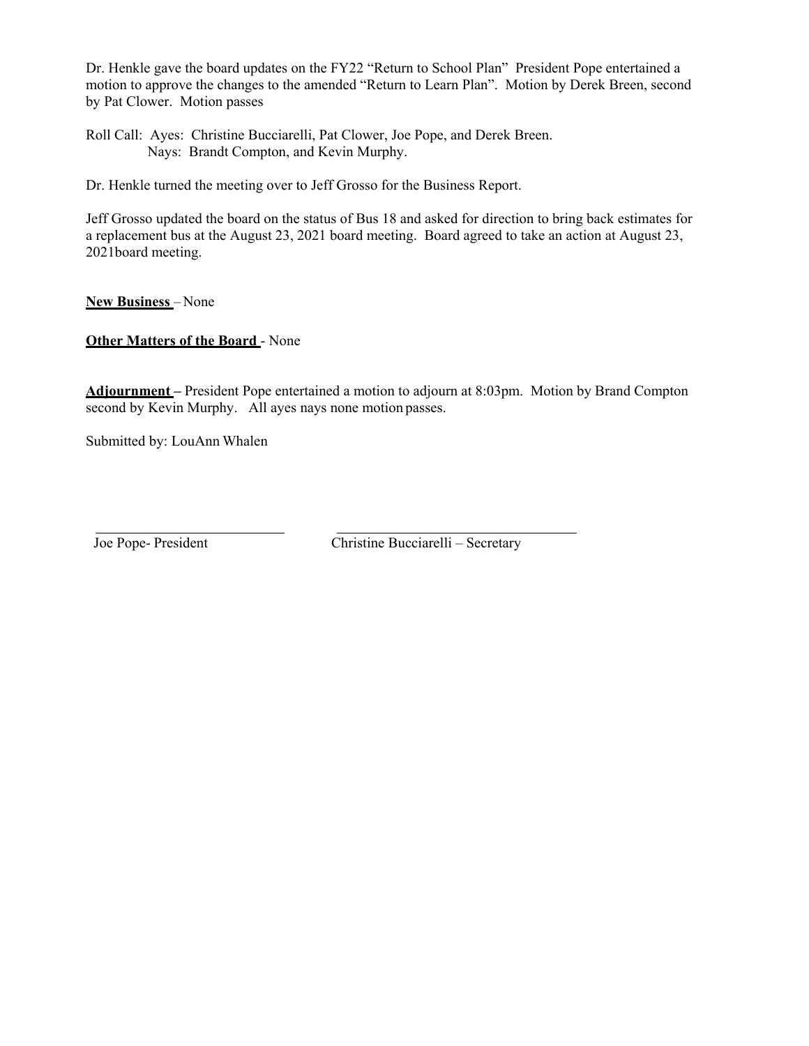Dr. Henkle gave the board updates on the FY22 "Return to School Plan" President Pope entertained a motion to approve the changes to the amended "Return to Learn Plan". Motion by Derek Breen, second by Pat Clower. Motion passes

Roll Call: Ayes: Christine Bucciarelli, Pat Clower, Joe Pope, and Derek Breen.
Nays: Brandt Compton, and Kevin Murphy.

Dr. Henkle turned the meeting over to Jeff Grosso for the Business Report.

Jeff Grosso updated the board on the status of Bus 18 and asked for direction to bring back estimates for a replacement bus at the August 23, 2021 board meeting. Board agreed to take an action at August 23, 2021board meeting.

**New Business** – None

**Other Matters of the Board** - None

**Adjournment** – President Pope entertained a motion to adjourn at 8:03pm. Motion by Brand Compton second by Kevin Murphy. All ayes nays none motion passes.

Submitted by: LouAnn Whalen

Joe Pope- President

Christine Bucciarelli – Secretary